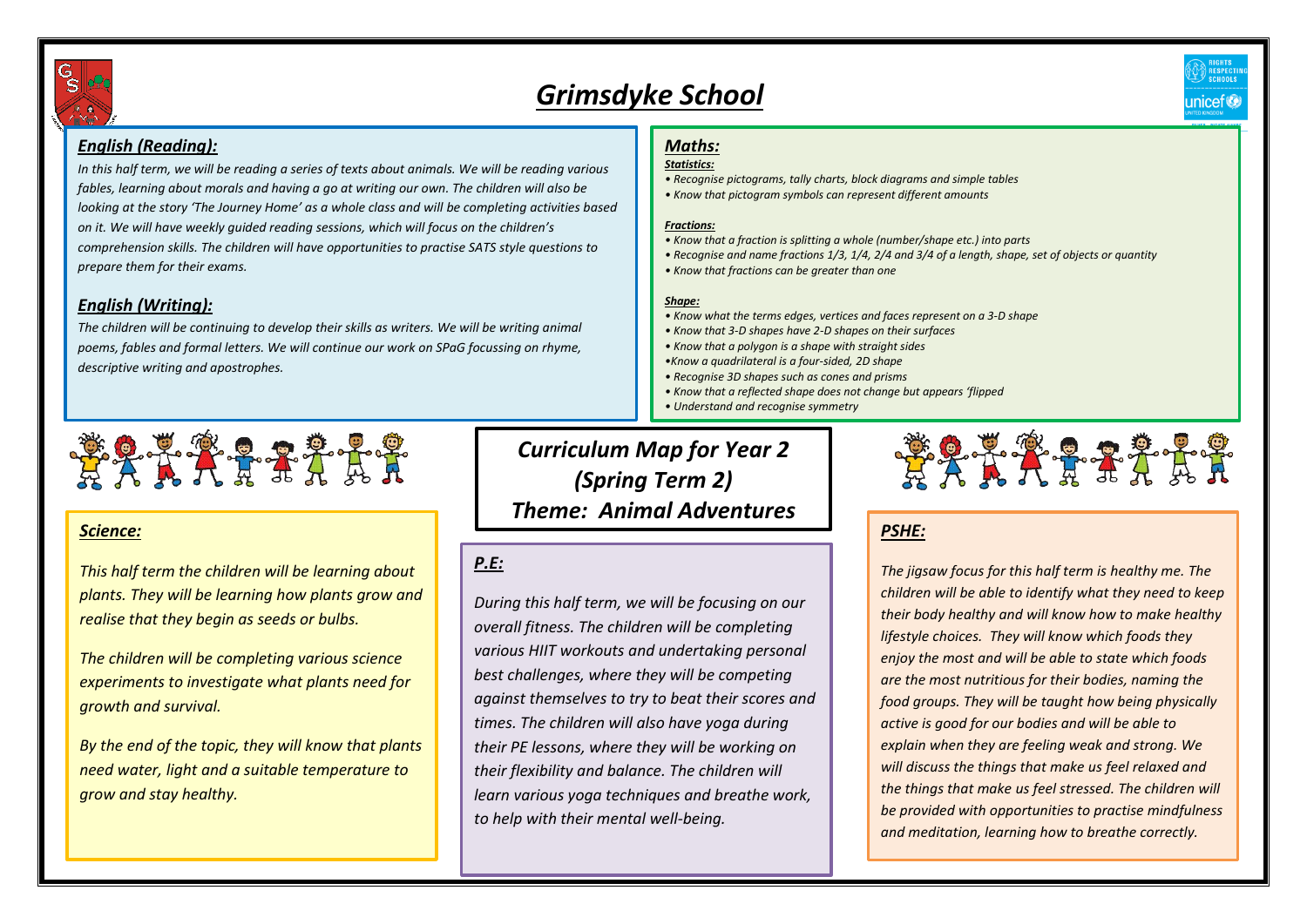# Grimsdyke School

## English (Reading):

*In this half term, we will be reading a series of texts about animals. We will be reading various fables, learning about morals and having a go at writing our own. The children will also be looking at the story 'The Journey Home' as a whole class and will be completing activities based on it. We will have weekly guided reading sessions, which will focus on the children's comprehension skills. The children will have opportunities to practise SATS style questions to prepare them for their exams.*

## English (Writing):

*The children will be continuing to develop their skills as writers. We will be writing animal poems, fables and formal letters. We will continue our work on SPaG focussing on rhyme, descriptive writing and apostrophes.*

## Maths:

***Statistics:***

- *Recognise pictograms, tally charts, block diagrams and simple tables*
- *Know that pictogram symbols can represent different amounts*

***Fractions:***

- *Know that a fraction is splitting a whole (number/shape etc.) into parts*
- *Recognise and name fractions 1/3, 1/4, 2/4 and 3/4 of a length, shape, set of objects or quantity*
- *Know that fractions can be greater than one*

***Shape:***

- *Know what the terms edges, vertices and faces represent on a 3-D shape*
- *Know that 3-D shapes have 2-D shapes on their surfaces*
- *Know that a polygon is a shape with straight sides*
- *Know a quadrilateral is a four-sided, 2D shape*
- *Recognise 3D shapes such as cones and prisms*
- *Know that a reflected shape does not change but appears 'flipped*
- *Understand and recognise symmetry*

# *Curriculum Map for Year 2 (Spring Term 2)*
# *Theme: Animal Adventures*

## Science:

*This half term the children will be learning about plants. They will be learning how plants grow and realise that they begin as seeds or bulbs.*

*The children will be completing various science experiments to investigate what plants need for growth and survival.*

*By the end of the topic, they will know that plants need water, light and a suitable temperature to grow and stay healthy.*

## P.E:

*During this half term, we will be focusing on our overall fitness. The children will be completing various HIIT workouts and undertaking personal best challenges, where they will be competing against themselves to try to beat their scores and times. The children will also have yoga during their PE lessons, where they will be working on their flexibility and balance. The children will learn various yoga techniques and breathe work, to help with their mental well-being.*

## PSHE:

*The jigsaw focus for this half term is healthy me. The children will be able to identify what they need to keep their body healthy and will know how to make healthy lifestyle choices. They will know which foods they enjoy the most and will be able to state which foods are the most nutritious for their bodies, naming the food groups. They will be taught how being physically active is good for our bodies and will be able to explain when they are feeling weak and strong. We will discuss the things that make us feel relaxed and the things that make us feel stressed. The children will be provided with opportunities to practise mindfulness and meditation, learning how to breathe correctly.*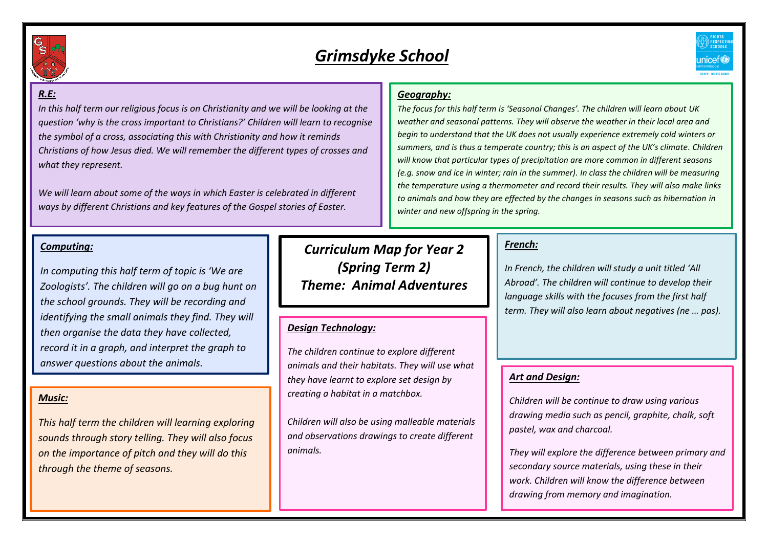# Grimsdyke School

## Curriculum Map for Year 2 (Spring Term 2)

## Theme: Animal Adventures

### *R.E:*

*In this half term our religious focus is on Christianity and we will be looking at the question 'why is the cross important to Christians?' Children will learn to recognise the symbol of a cross, associating this with Christianity and how it reminds Christians of how Jesus died. We will remember the different types of crosses and what they represent.*

*We will learn about some of the ways in which Easter is celebrated in different ways by different Christians and key features of the Gospel stories of Easter.*

### *Geography:*

*The focus for this half term is 'Seasonal Changes'. The children will learn about UK weather and seasonal patterns. They will observe the weather in their local area and begin to understand that the UK does not usually experience extremely cold winters or summers, and is thus a temperate country; this is an aspect of the UK's climate. Children will know that particular types of precipitation are more common in different seasons (e.g. snow and ice in winter; rain in the summer). In class the children will be measuring the temperature using a thermometer and record their results. They will also make links to animals and how they are effected by the changes in seasons such as hibernation in winter and new offspring in the spring.*

### *Computing:*

*In computing this half term of topic is 'We are Zoologists'. The children will go on a bug hunt on the school grounds. They will be recording and identifying the small animals they find. They will then organise the data they have collected, record it in a graph, and interpret the graph to answer questions about the animals.*

### *Music:*

*This half term the children will learning exploring sounds through story telling. They will also focus on the importance of pitch and they will do this through the theme of seasons.*

### *Design Technology:*

*The children continue to explore different animals and their habitats. They will use what they have learnt to explore set design by creating a habitat in a matchbox.*

*Children will also be using malleable materials and observations drawings to create different animals.*

### *French:*

*In French, the children will study a unit titled 'All Abroad'. The children will continue to develop their language skills with the focuses from the first half term. They will also learn about negatives (ne … pas).*

### *Art and Design:*

*Children will be continue to draw using various drawing media such as pencil, graphite, chalk, soft pastel, wax and charcoal.*

*They will explore the difference between primary and secondary source materials, using these in their work. Children will know the difference between drawing from memory and imagination.*